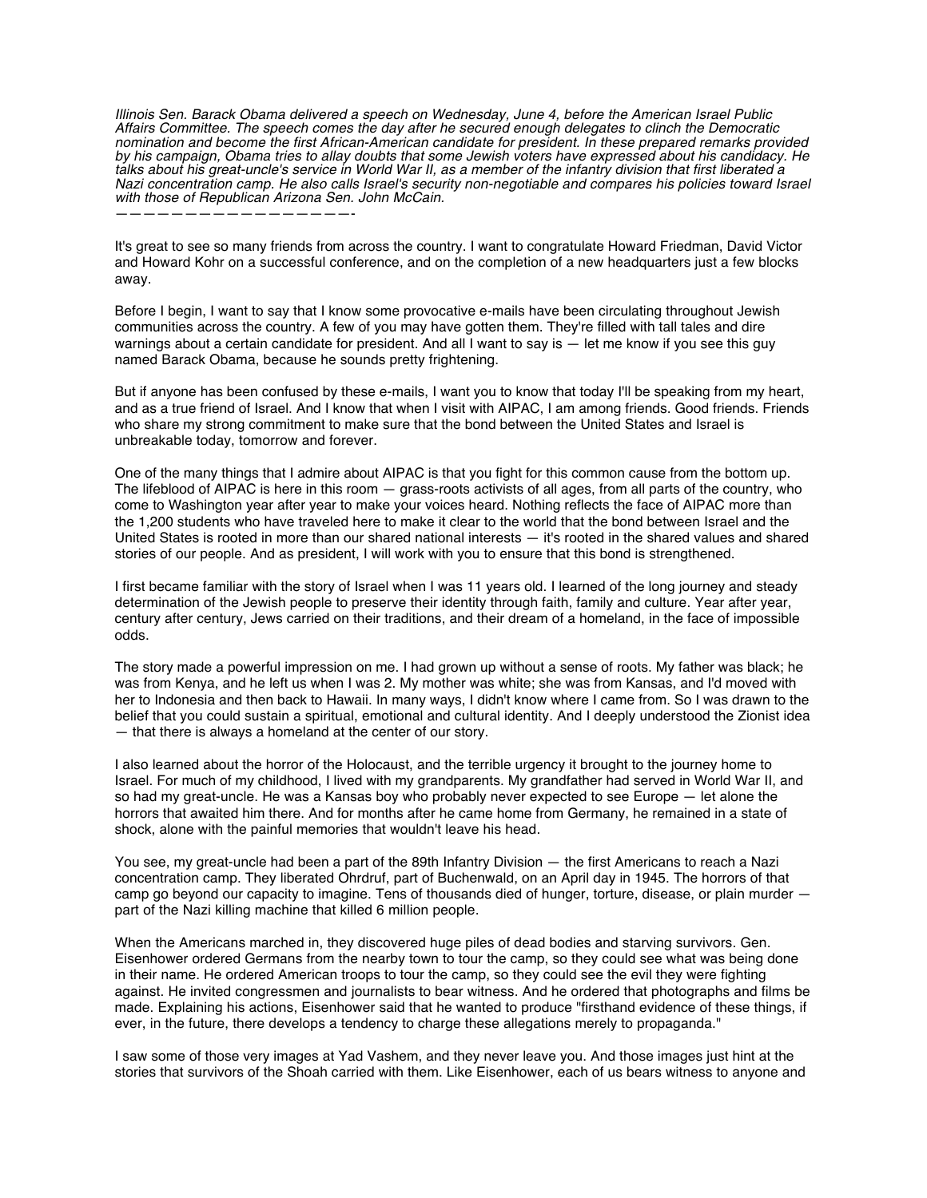*Illinois Sen. Barack Obama delivered a speech on Wednesday, June 4, before the American Israel Public Affairs Committee. The speech comes the day after he secured enough delegates to clinch the Democratic nomination and become the first African-American candidate for president. In these prepared remarks provided by his campaign, Obama tries to allay doubts that some Jewish voters have expressed about his candidacy. He talks about his great-uncle's service in World War II, as a member of the infantry division that first liberated a Nazi concentration camp. He also calls Israel's security non-negotiable and compares his policies toward Israel with those of Republican Arizona Sen. John McCain.*

—————————————————-

It's great to see so many friends from across the country. I want to congratulate Howard Friedman, David Victor and Howard Kohr on a successful conference, and on the completion of a new headquarters just a few blocks away.

Before I begin, I want to say that I know some provocative e-mails have been circulating throughout Jewish communities across the country. A few of you may have gotten them. They're filled with tall tales and dire warnings about a certain candidate for president. And all I want to say is — let me know if you see this guy named Barack Obama, because he sounds pretty frightening.

But if anyone has been confused by these e-mails, I want you to know that today I'll be speaking from my heart, and as a true friend of Israel. And I know that when I visit with AIPAC, I am among friends. Good friends. Friends who share my strong commitment to make sure that the bond between the United States and Israel is unbreakable today, tomorrow and forever.

One of the many things that I admire about AIPAC is that you fight for this common cause from the bottom up. The lifeblood of AIPAC is here in this room — grass-roots activists of all ages, from all parts of the country, who come to Washington year after year to make your voices heard. Nothing reflects the face of AIPAC more than the 1,200 students who have traveled here to make it clear to the world that the bond between Israel and the United States is rooted in more than our shared national interests — it's rooted in the shared values and shared stories of our people. And as president, I will work with you to ensure that this bond is strengthened.

I first became familiar with the story of Israel when I was 11 years old. I learned of the long journey and steady determination of the Jewish people to preserve their identity through faith, family and culture. Year after year, century after century, Jews carried on their traditions, and their dream of a homeland, in the face of impossible odds.

The story made a powerful impression on me. I had grown up without a sense of roots. My father was black; he was from Kenya, and he left us when I was 2. My mother was white; she was from Kansas, and I'd moved with her to Indonesia and then back to Hawaii. In many ways, I didn't know where I came from. So I was drawn to the belief that you could sustain a spiritual, emotional and cultural identity. And I deeply understood the Zionist idea — that there is always a homeland at the center of our story.

I also learned about the horror of the Holocaust, and the terrible urgency it brought to the journey home to Israel. For much of my childhood, I lived with my grandparents. My grandfather had served in World War II, and so had my great-uncle. He was a Kansas boy who probably never expected to see Europe — let alone the horrors that awaited him there. And for months after he came home from Germany, he remained in a state of shock, alone with the painful memories that wouldn't leave his head.

You see, my great-uncle had been a part of the 89th Infantry Division — the first Americans to reach a Nazi concentration camp. They liberated Ohrdruf, part of Buchenwald, on an April day in 1945. The horrors of that camp go beyond our capacity to imagine. Tens of thousands died of hunger, torture, disease, or plain murder — part of the Nazi killing machine that killed 6 million people.

When the Americans marched in, they discovered huge piles of dead bodies and starving survivors. Gen. Eisenhower ordered Germans from the nearby town to tour the camp, so they could see what was being done in their name. He ordered American troops to tour the camp, so they could see the evil they were fighting against. He invited congressmen and journalists to bear witness. And he ordered that photographs and films be made. Explaining his actions, Eisenhower said that he wanted to produce "firsthand evidence of these things, if ever, in the future, there develops a tendency to charge these allegations merely to propaganda."

I saw some of those very images at Yad Vashem, and they never leave you. And those images just hint at the stories that survivors of the Shoah carried with them. Like Eisenhower, each of us bears witness to anyone and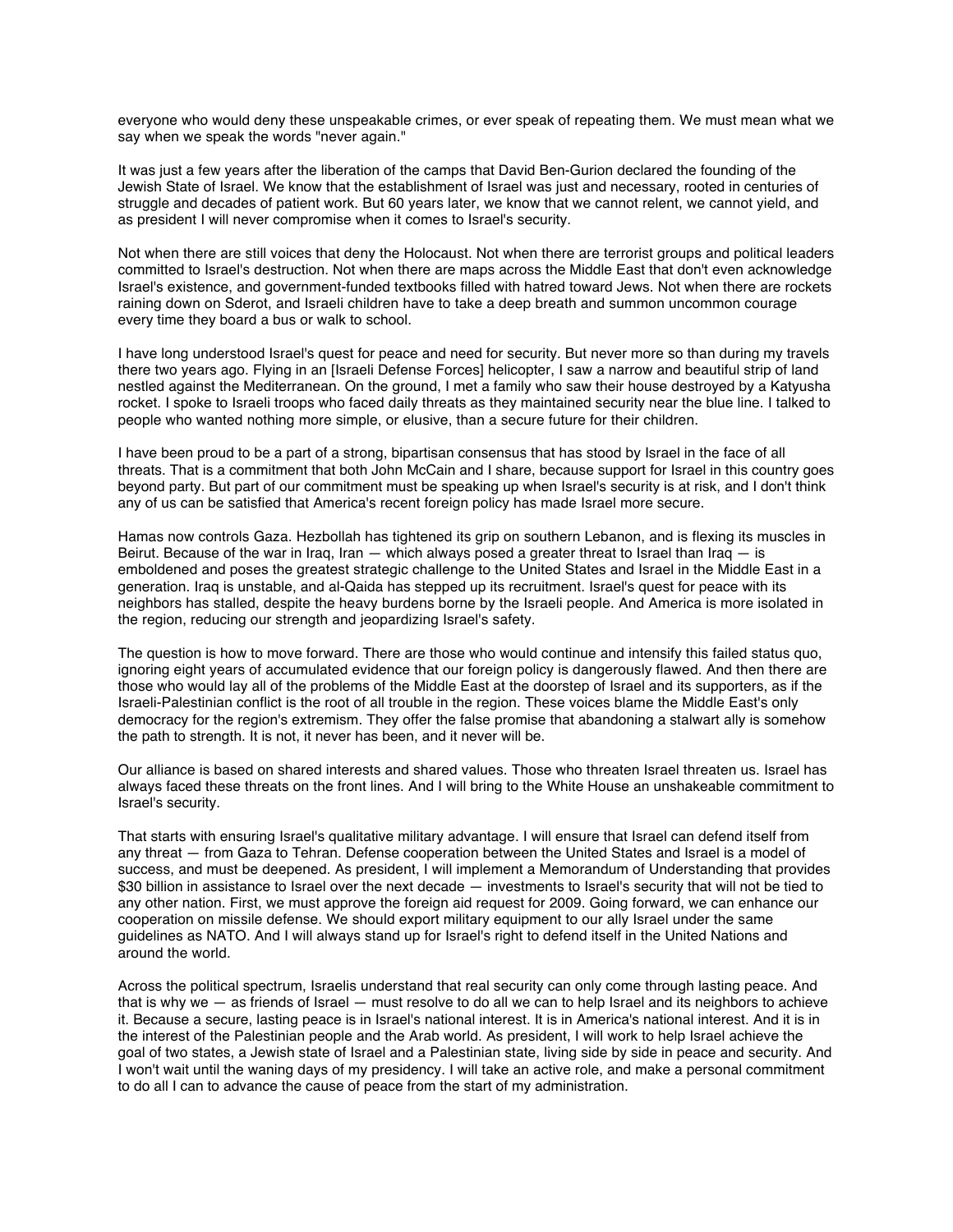everyone who would deny these unspeakable crimes, or ever speak of repeating them. We must mean what we say when we speak the words "never again."

It was just a few years after the liberation of the camps that David Ben-Gurion declared the founding of the Jewish State of Israel. We know that the establishment of Israel was just and necessary, rooted in centuries of struggle and decades of patient work. But 60 years later, we know that we cannot relent, we cannot yield, and as president I will never compromise when it comes to Israel's security.

Not when there are still voices that deny the Holocaust. Not when there are terrorist groups and political leaders committed to Israel's destruction. Not when there are maps across the Middle East that don't even acknowledge Israel's existence, and government-funded textbooks filled with hatred toward Jews. Not when there are rockets raining down on Sderot, and Israeli children have to take a deep breath and summon uncommon courage every time they board a bus or walk to school.

I have long understood Israel's quest for peace and need for security. But never more so than during my travels there two years ago. Flying in an [Israeli Defense Forces] helicopter, I saw a narrow and beautiful strip of land nestled against the Mediterranean. On the ground, I met a family who saw their house destroyed by a Katyusha rocket. I spoke to Israeli troops who faced daily threats as they maintained security near the blue line. I talked to people who wanted nothing more simple, or elusive, than a secure future for their children.

I have been proud to be a part of a strong, bipartisan consensus that has stood by Israel in the face of all threats. That is a commitment that both John McCain and I share, because support for Israel in this country goes beyond party. But part of our commitment must be speaking up when Israel's security is at risk, and I don't think any of us can be satisfied that America's recent foreign policy has made Israel more secure.

Hamas now controls Gaza. Hezbollah has tightened its grip on southern Lebanon, and is flexing its muscles in Beirut. Because of the war in Iraq, Iran — which always posed a greater threat to Israel than Iraq — is emboldened and poses the greatest strategic challenge to the United States and Israel in the Middle East in a generation. Iraq is unstable, and al-Qaida has stepped up its recruitment. Israel's quest for peace with its neighbors has stalled, despite the heavy burdens borne by the Israeli people. And America is more isolated in the region, reducing our strength and jeopardizing Israel's safety.

The question is how to move forward. There are those who would continue and intensify this failed status quo, ignoring eight years of accumulated evidence that our foreign policy is dangerously flawed. And then there are those who would lay all of the problems of the Middle East at the doorstep of Israel and its supporters, as if the Israeli-Palestinian conflict is the root of all trouble in the region. These voices blame the Middle East's only democracy for the region's extremism. They offer the false promise that abandoning a stalwart ally is somehow the path to strength. It is not, it never has been, and it never will be.

Our alliance is based on shared interests and shared values. Those who threaten Israel threaten us. Israel has always faced these threats on the front lines. And I will bring to the White House an unshakeable commitment to Israel's security.

That starts with ensuring Israel's qualitative military advantage. I will ensure that Israel can defend itself from any threat — from Gaza to Tehran. Defense cooperation between the United States and Israel is a model of success, and must be deepened. As president, I will implement a Memorandum of Understanding that provides $30 billion in assistance to Israel over the next decade — investments to Israel's security that will not be tied to any other nation. First, we must approve the foreign aid request for 2009. Going forward, we can enhance our cooperation on missile defense. We should export military equipment to our ally Israel under the same guidelines as NATO. And I will always stand up for Israel's right to defend itself in the United Nations and around the world.

Across the political spectrum, Israelis understand that real security can only come through lasting peace. And that is why we — as friends of Israel — must resolve to do all we can to help Israel and its neighbors to achieve it. Because a secure, lasting peace is in Israel's national interest. It is in America's national interest. And it is in the interest of the Palestinian people and the Arab world. As president, I will work to help Israel achieve the goal of two states, a Jewish state of Israel and a Palestinian state, living side by side in peace and security. And I won't wait until the waning days of my presidency. I will take an active role, and make a personal commitment to do all I can to advance the cause of peace from the start of my administration.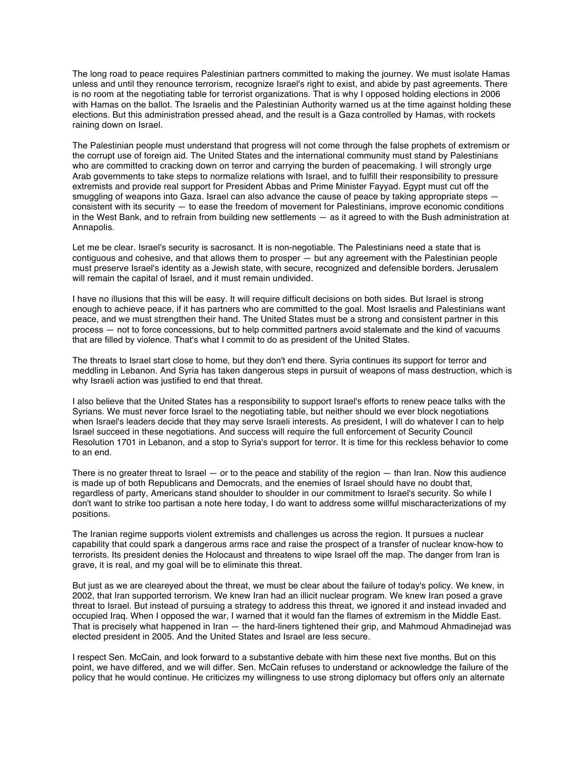The long road to peace requires Palestinian partners committed to making the journey. We must isolate Hamas unless and until they renounce terrorism, recognize Israel's right to exist, and abide by past agreements. There is no room at the negotiating table for terrorist organizations. That is why I opposed holding elections in 2006 with Hamas on the ballot. The Israelis and the Palestinian Authority warned us at the time against holding these elections. But this administration pressed ahead, and the result is a Gaza controlled by Hamas, with rockets raining down on Israel.

The Palestinian people must understand that progress will not come through the false prophets of extremism or the corrupt use of foreign aid. The United States and the international community must stand by Palestinians who are committed to cracking down on terror and carrying the burden of peacemaking. I will strongly urge Arab governments to take steps to normalize relations with Israel, and to fulfill their responsibility to pressure extremists and provide real support for President Abbas and Prime Minister Fayyad. Egypt must cut off the smuggling of weapons into Gaza. Israel can also advance the cause of peace by taking appropriate steps — consistent with its security — to ease the freedom of movement for Palestinians, improve economic conditions in the West Bank, and to refrain from building new settlements — as it agreed to with the Bush administration at Annapolis.

Let me be clear. Israel's security is sacrosanct. It is non-negotiable. The Palestinians need a state that is contiguous and cohesive, and that allows them to prosper — but any agreement with the Palestinian people must preserve Israel's identity as a Jewish state, with secure, recognized and defensible borders. Jerusalem will remain the capital of Israel, and it must remain undivided.

I have no illusions that this will be easy. It will require difficult decisions on both sides. But Israel is strong enough to achieve peace, if it has partners who are committed to the goal. Most Israelis and Palestinians want peace, and we must strengthen their hand. The United States must be a strong and consistent partner in this process — not to force concessions, but to help committed partners avoid stalemate and the kind of vacuums that are filled by violence. That's what I commit to do as president of the United States.

The threats to Israel start close to home, but they don't end there. Syria continues its support for terror and meddling in Lebanon. And Syria has taken dangerous steps in pursuit of weapons of mass destruction, which is why Israeli action was justified to end that threat.

I also believe that the United States has a responsibility to support Israel's efforts to renew peace talks with the Syrians. We must never force Israel to the negotiating table, but neither should we ever block negotiations when Israel's leaders decide that they may serve Israeli interests. As president, I will do whatever I can to help Israel succeed in these negotiations. And success will require the full enforcement of Security Council Resolution 1701 in Lebanon, and a stop to Syria's support for terror. It is time for this reckless behavior to come to an end.

There is no greater threat to Israel — or to the peace and stability of the region — than Iran. Now this audience is made up of both Republicans and Democrats, and the enemies of Israel should have no doubt that, regardless of party, Americans stand shoulder to shoulder in our commitment to Israel's security. So while I don't want to strike too partisan a note here today, I do want to address some willful mischaracterizations of my positions.

The Iranian regime supports violent extremists and challenges us across the region. It pursues a nuclear capability that could spark a dangerous arms race and raise the prospect of a transfer of nuclear know-how to terrorists. Its president denies the Holocaust and threatens to wipe Israel off the map. The danger from Iran is grave, it is real, and my goal will be to eliminate this threat.

But just as we are cleareyed about the threat, we must be clear about the failure of today's policy. We knew, in 2002, that Iran supported terrorism. We knew Iran had an illicit nuclear program. We knew Iran posed a grave threat to Israel. But instead of pursuing a strategy to address this threat, we ignored it and instead invaded and occupied Iraq. When I opposed the war, I warned that it would fan the flames of extremism in the Middle East. That is precisely what happened in Iran — the hard-liners tightened their grip, and Mahmoud Ahmadinejad was elected president in 2005. And the United States and Israel are less secure.

I respect Sen. McCain, and look forward to a substantive debate with him these next five months. But on this point, we have differed, and we will differ. Sen. McCain refuses to understand or acknowledge the failure of the policy that he would continue. He criticizes my willingness to use strong diplomacy but offers only an alternate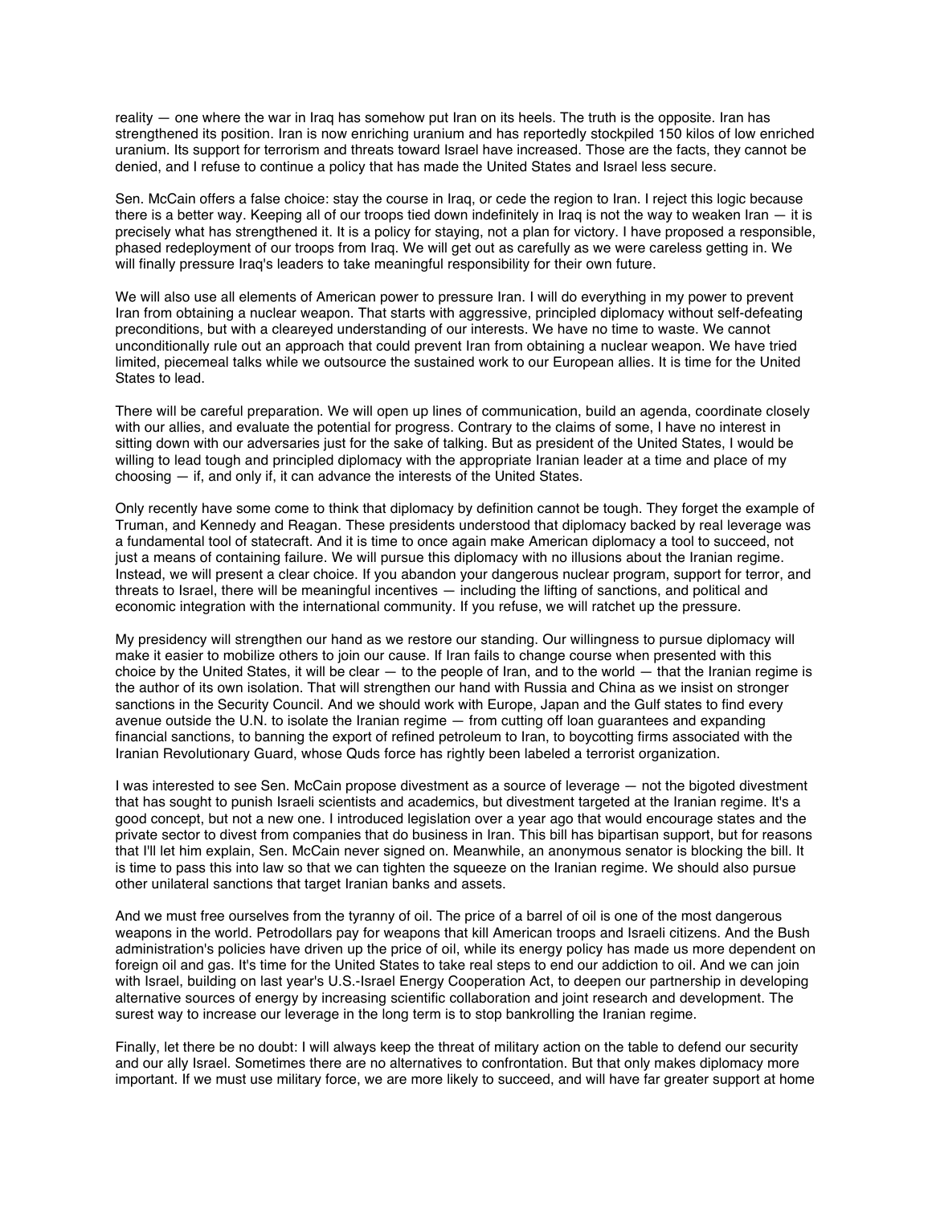reality — one where the war in Iraq has somehow put Iran on its heels. The truth is the opposite. Iran has strengthened its position. Iran is now enriching uranium and has reportedly stockpiled 150 kilos of low enriched uranium. Its support for terrorism and threats toward Israel have increased. Those are the facts, they cannot be denied, and I refuse to continue a policy that has made the United States and Israel less secure.

Sen. McCain offers a false choice: stay the course in Iraq, or cede the region to Iran. I reject this logic because there is a better way. Keeping all of our troops tied down indefinitely in Iraq is not the way to weaken Iran — it is precisely what has strengthened it. It is a policy for staying, not a plan for victory. I have proposed a responsible, phased redeployment of our troops from Iraq. We will get out as carefully as we were careless getting in. We will finally pressure Iraq's leaders to take meaningful responsibility for their own future.

We will also use all elements of American power to pressure Iran. I will do everything in my power to prevent Iran from obtaining a nuclear weapon. That starts with aggressive, principled diplomacy without self-defeating preconditions, but with a cleareyed understanding of our interests. We have no time to waste. We cannot unconditionally rule out an approach that could prevent Iran from obtaining a nuclear weapon. We have tried limited, piecemeal talks while we outsource the sustained work to our European allies. It is time for the United States to lead.

There will be careful preparation. We will open up lines of communication, build an agenda, coordinate closely with our allies, and evaluate the potential for progress. Contrary to the claims of some, I have no interest in sitting down with our adversaries just for the sake of talking. But as president of the United States, I would be willing to lead tough and principled diplomacy with the appropriate Iranian leader at a time and place of my choosing — if, and only if, it can advance the interests of the United States.

Only recently have some come to think that diplomacy by definition cannot be tough. They forget the example of Truman, and Kennedy and Reagan. These presidents understood that diplomacy backed by real leverage was a fundamental tool of statecraft. And it is time to once again make American diplomacy a tool to succeed, not just a means of containing failure. We will pursue this diplomacy with no illusions about the Iranian regime. Instead, we will present a clear choice. If you abandon your dangerous nuclear program, support for terror, and threats to Israel, there will be meaningful incentives — including the lifting of sanctions, and political and economic integration with the international community. If you refuse, we will ratchet up the pressure.

My presidency will strengthen our hand as we restore our standing. Our willingness to pursue diplomacy will make it easier to mobilize others to join our cause. If Iran fails to change course when presented with this choice by the United States, it will be clear — to the people of Iran, and to the world — that the Iranian regime is the author of its own isolation. That will strengthen our hand with Russia and China as we insist on stronger sanctions in the Security Council. And we should work with Europe, Japan and the Gulf states to find every avenue outside the U.N. to isolate the Iranian regime — from cutting off loan guarantees and expanding financial sanctions, to banning the export of refined petroleum to Iran, to boycotting firms associated with the Iranian Revolutionary Guard, whose Quds force has rightly been labeled a terrorist organization.

I was interested to see Sen. McCain propose divestment as a source of leverage — not the bigoted divestment that has sought to punish Israeli scientists and academics, but divestment targeted at the Iranian regime. It's a good concept, but not a new one. I introduced legislation over a year ago that would encourage states and the private sector to divest from companies that do business in Iran. This bill has bipartisan support, but for reasons that I'll let him explain, Sen. McCain never signed on. Meanwhile, an anonymous senator is blocking the bill. It is time to pass this into law so that we can tighten the squeeze on the Iranian regime. We should also pursue other unilateral sanctions that target Iranian banks and assets.

And we must free ourselves from the tyranny of oil. The price of a barrel of oil is one of the most dangerous weapons in the world. Petrodollars pay for weapons that kill American troops and Israeli citizens. And the Bush administration's policies have driven up the price of oil, while its energy policy has made us more dependent on foreign oil and gas. It's time for the United States to take real steps to end our addiction to oil. And we can join with Israel, building on last year's U.S.-Israel Energy Cooperation Act, to deepen our partnership in developing alternative sources of energy by increasing scientific collaboration and joint research and development. The surest way to increase our leverage in the long term is to stop bankrolling the Iranian regime.

Finally, let there be no doubt: I will always keep the threat of military action on the table to defend our security and our ally Israel. Sometimes there are no alternatives to confrontation. But that only makes diplomacy more important. If we must use military force, we are more likely to succeed, and will have far greater support at home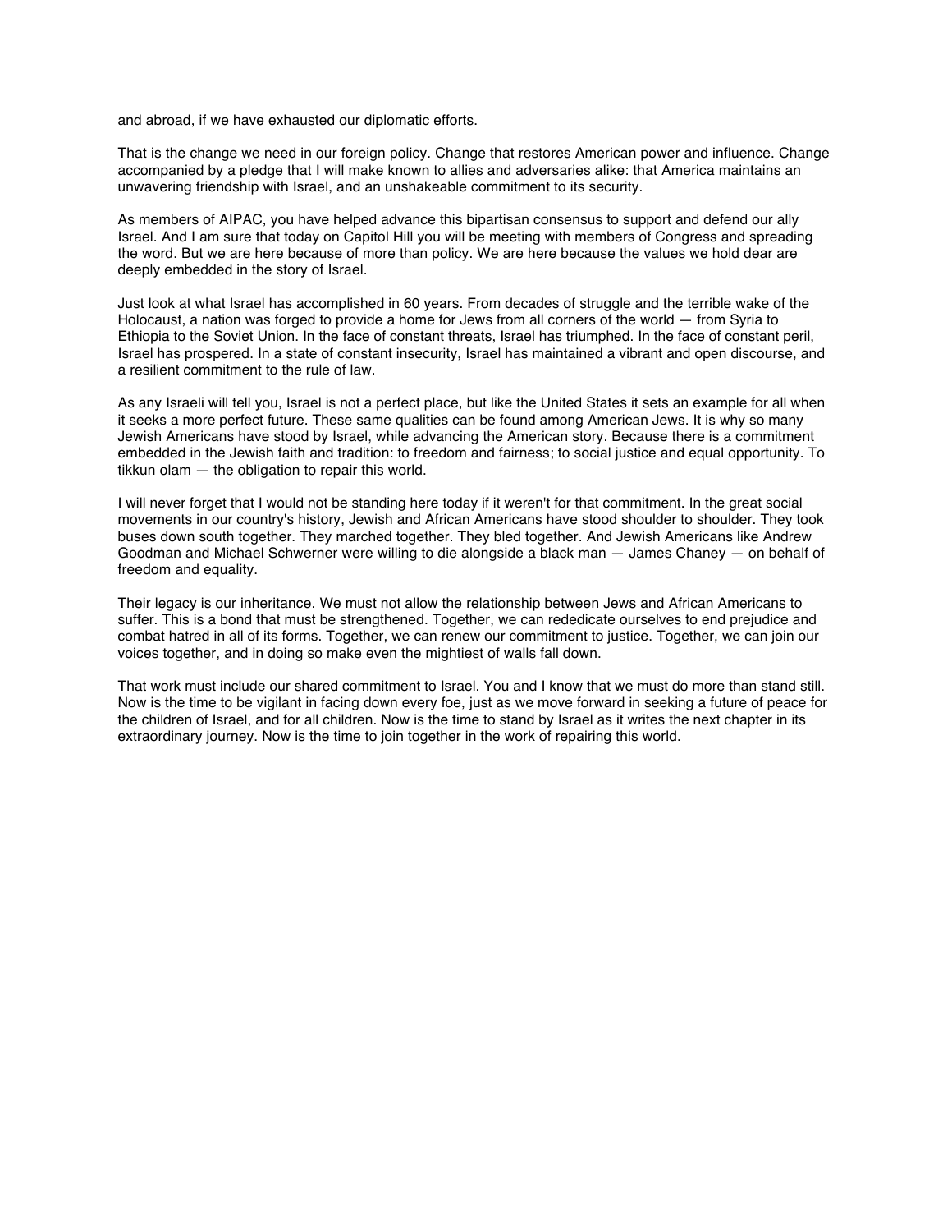and abroad, if we have exhausted our diplomatic efforts.

That is the change we need in our foreign policy. Change that restores American power and influence. Change accompanied by a pledge that I will make known to allies and adversaries alike: that America maintains an unwavering friendship with Israel, and an unshakeable commitment to its security.

As members of AIPAC, you have helped advance this bipartisan consensus to support and defend our ally Israel. And I am sure that today on Capitol Hill you will be meeting with members of Congress and spreading the word. But we are here because of more than policy. We are here because the values we hold dear are deeply embedded in the story of Israel.

Just look at what Israel has accomplished in 60 years. From decades of struggle and the terrible wake of the Holocaust, a nation was forged to provide a home for Jews from all corners of the world — from Syria to Ethiopia to the Soviet Union. In the face of constant threats, Israel has triumphed. In the face of constant peril, Israel has prospered. In a state of constant insecurity, Israel has maintained a vibrant and open discourse, and a resilient commitment to the rule of law.

As any Israeli will tell you, Israel is not a perfect place, but like the United States it sets an example for all when it seeks a more perfect future. These same qualities can be found among American Jews. It is why so many Jewish Americans have stood by Israel, while advancing the American story. Because there is a commitment embedded in the Jewish faith and tradition: to freedom and fairness; to social justice and equal opportunity. To tikkun olam — the obligation to repair this world.

I will never forget that I would not be standing here today if it weren't for that commitment. In the great social movements in our country's history, Jewish and African Americans have stood shoulder to shoulder. They took buses down south together. They marched together. They bled together. And Jewish Americans like Andrew Goodman and Michael Schwerner were willing to die alongside a black man — James Chaney — on behalf of freedom and equality.

Their legacy is our inheritance. We must not allow the relationship between Jews and African Americans to suffer. This is a bond that must be strengthened. Together, we can rededicate ourselves to end prejudice and combat hatred in all of its forms. Together, we can renew our commitment to justice. Together, we can join our voices together, and in doing so make even the mightiest of walls fall down.

That work must include our shared commitment to Israel. You and I know that we must do more than stand still. Now is the time to be vigilant in facing down every foe, just as we move forward in seeking a future of peace for the children of Israel, and for all children. Now is the time to stand by Israel as it writes the next chapter in its extraordinary journey. Now is the time to join together in the work of repairing this world.